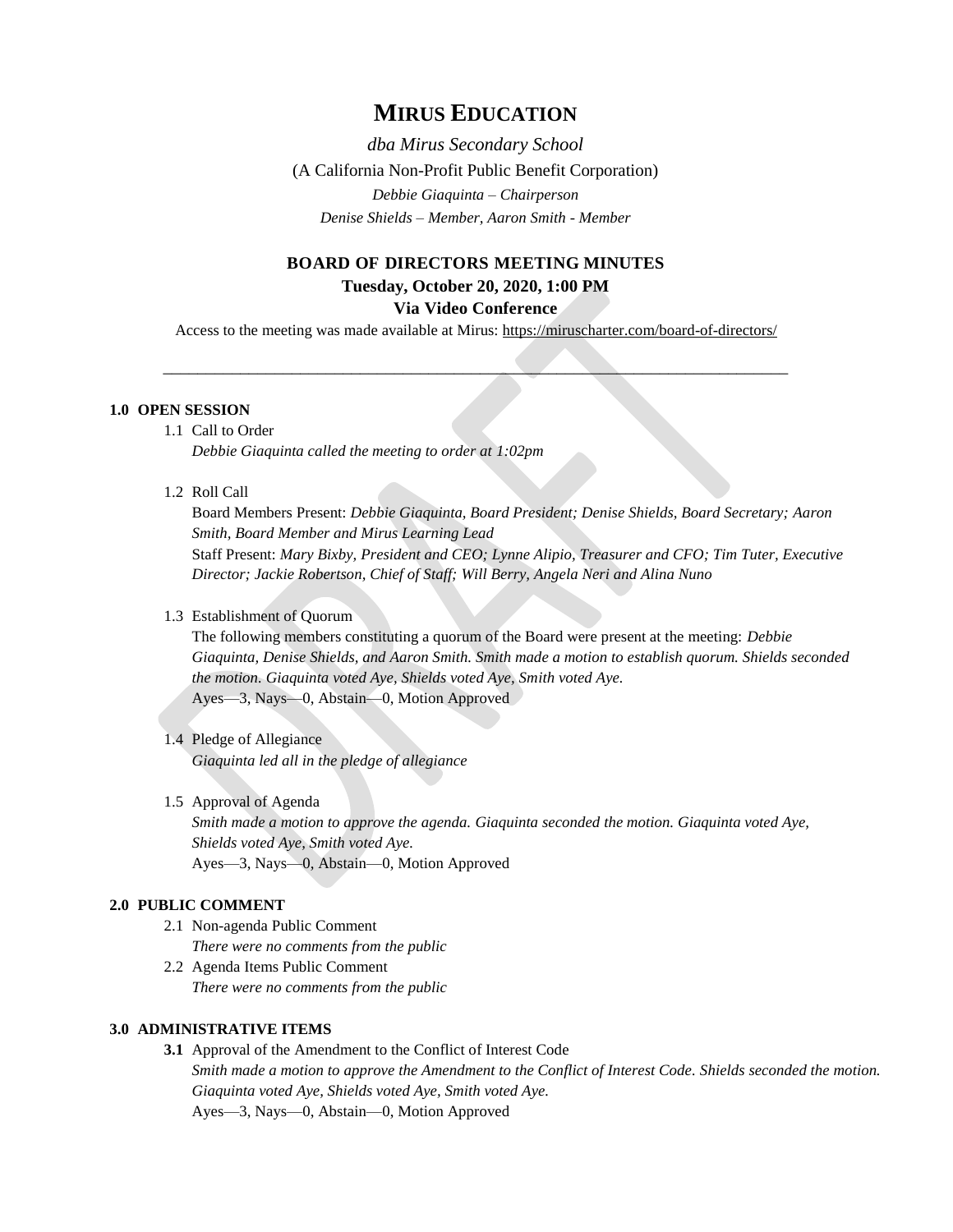# MIRUS EDUCATION

*dba Mirus Secondary School*

(A California Non-Profit Public Benefit Corporation)

*Debbie Giaquinta – Chairperson*

*Denise Shields – Member, Aaron Smith - Member*

## BOARD OF DIRECTORS MEETING MINUTES

**Tuesday, October 20, 2020, 1:00 PM**

**Via Video Conference**

Access to the meeting was made available at Mirus: https://miruscharter.com/board-of-directors/

---

### 1.0 OPEN SESSION

1.1 Call to Order

*Debbie Giaquinta called the meeting to order at 1:02pm*

1.2 Roll Call

Board Members Present: *Debbie Giaquinta, Board President; Denise Shields, Board Secretary; Aaron Smith, Board Member and Mirus Learning Lead*

Staff Present: *Mary Bixby, President and CEO; Lynne Alipio, Treasurer and CFO; Tim Tuter, Executive Director; Jackie Robertson, Chief of Staff; Will Berry, Angela Neri and Alina Nuno*

1.3 Establishment of Quorum

The following members constituting a quorum of the Board were present at the meeting: *Debbie Giaquinta, Denise Shields, and Aaron Smith. Smith made a motion to establish quorum. Shields seconded the motion. Giaquinta voted Aye, Shields voted Aye, Smith voted Aye.*

Ayes—3, Nays—0, Abstain—0, Motion Approved

1.4 Pledge of Allegiance

*Giaquinta led all in the pledge of allegiance*

1.5 Approval of Agenda

*Smith made a motion to approve the agenda. Giaquinta seconded the motion. Giaquinta voted Aye, Shields voted Aye, Smith voted Aye.*

Ayes—3, Nays—0, Abstain—0, Motion Approved

### 2.0 PUBLIC COMMENT

2.1 Non-agenda Public Comment

*There were no comments from the public*

2.2 Agenda Items Public Comment

*There were no comments from the public*

### 3.0 ADMINISTRATIVE ITEMS

**3.1** Approval of the Amendment to the Conflict of Interest Code

*Smith made a motion to approve the Amendment to the Conflict of Interest Code. Shields seconded the motion. Giaquinta voted Aye, Shields voted Aye, Smith voted Aye.*

Ayes—3, Nays—0, Abstain—0, Motion Approved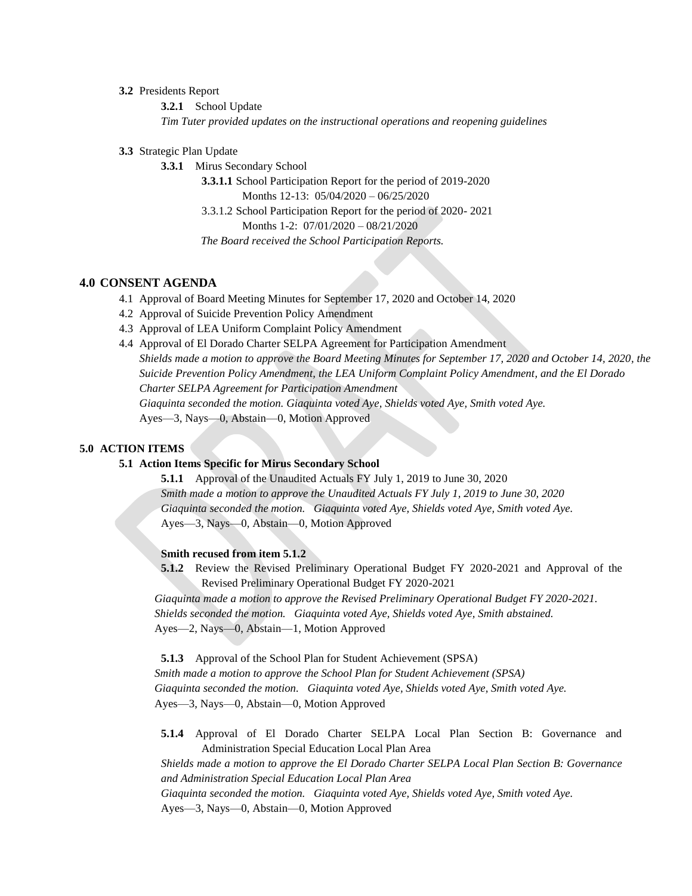**3.2** Presidents Report

**3.2.1** School Update

*Tim Tuter provided updates on the instructional operations and reopening guidelines*

**3.3** Strategic Plan Update

**3.3.1** Mirus Secondary School

**3.3.1.1** School Participation Report for the period of 2019-2020
Months 12-13: 05/04/2020 – 06/25/2020

3.3.1.2 School Participation Report for the period of 2020- 2021
Months 1-2: 07/01/2020 – 08/21/2020

*The Board received the School Participation Reports.*

## 4.0 CONSENT AGENDA

4.1 Approval of Board Meeting Minutes for September 17, 2020 and October 14, 2020

4.2 Approval of Suicide Prevention Policy Amendment

4.3 Approval of LEA Uniform Complaint Policy Amendment

4.4 Approval of El Dorado Charter SELPA Agreement for Participation Amendment

*Shields made a motion to approve the Board Meeting Minutes for September 17, 2020 and October 14, 2020, the Suicide Prevention Policy Amendment, the LEA Uniform Complaint Policy Amendment, and the El Dorado Charter SELPA Agreement for Participation Amendment*

*Giaquinta seconded the motion. Giaquinta voted Aye, Shields voted Aye, Smith voted Aye.*

Ayes—3, Nays—0, Abstain—0, Motion Approved

## 5.0 ACTION ITEMS

**5.1 Action Items Specific for Mirus Secondary School**

**5.1.1** Approval of the Unaudited Actuals FY July 1, 2019 to June 30, 2020

*Smith made a motion to approve the Unaudited Actuals FY July 1, 2019 to June 30, 2020*

*Giaquinta seconded the motion. Giaquinta voted Aye, Shields voted Aye, Smith voted Aye.*

Ayes—3, Nays—0, Abstain—0, Motion Approved

**Smith recused from item 5.1.2**

**5.1.2** Review the Revised Preliminary Operational Budget FY 2020-2021 and Approval of the Revised Preliminary Operational Budget FY 2020-2021

*Giaquinta made a motion to approve the Revised Preliminary Operational Budget FY 2020-2021.*

*Shields seconded the motion. Giaquinta voted Aye, Shields voted Aye, Smith abstained.*

Ayes—2, Nays—0, Abstain—1, Motion Approved

**5.1.3** Approval of the School Plan for Student Achievement (SPSA)

*Smith made a motion to approve the School Plan for Student Achievement (SPSA)*

*Giaquinta seconded the motion. Giaquinta voted Aye, Shields voted Aye, Smith voted Aye.*

Ayes—3, Nays—0, Abstain—0, Motion Approved

**5.1.4** Approval of El Dorado Charter SELPA Local Plan Section B: Governance and Administration Special Education Local Plan Area

*Shields made a motion to approve the El Dorado Charter SELPA Local Plan Section B: Governance and Administration Special Education Local Plan Area*

*Giaquinta seconded the motion. Giaquinta voted Aye, Shields voted Aye, Smith voted Aye.*

Ayes—3, Nays—0, Abstain—0, Motion Approved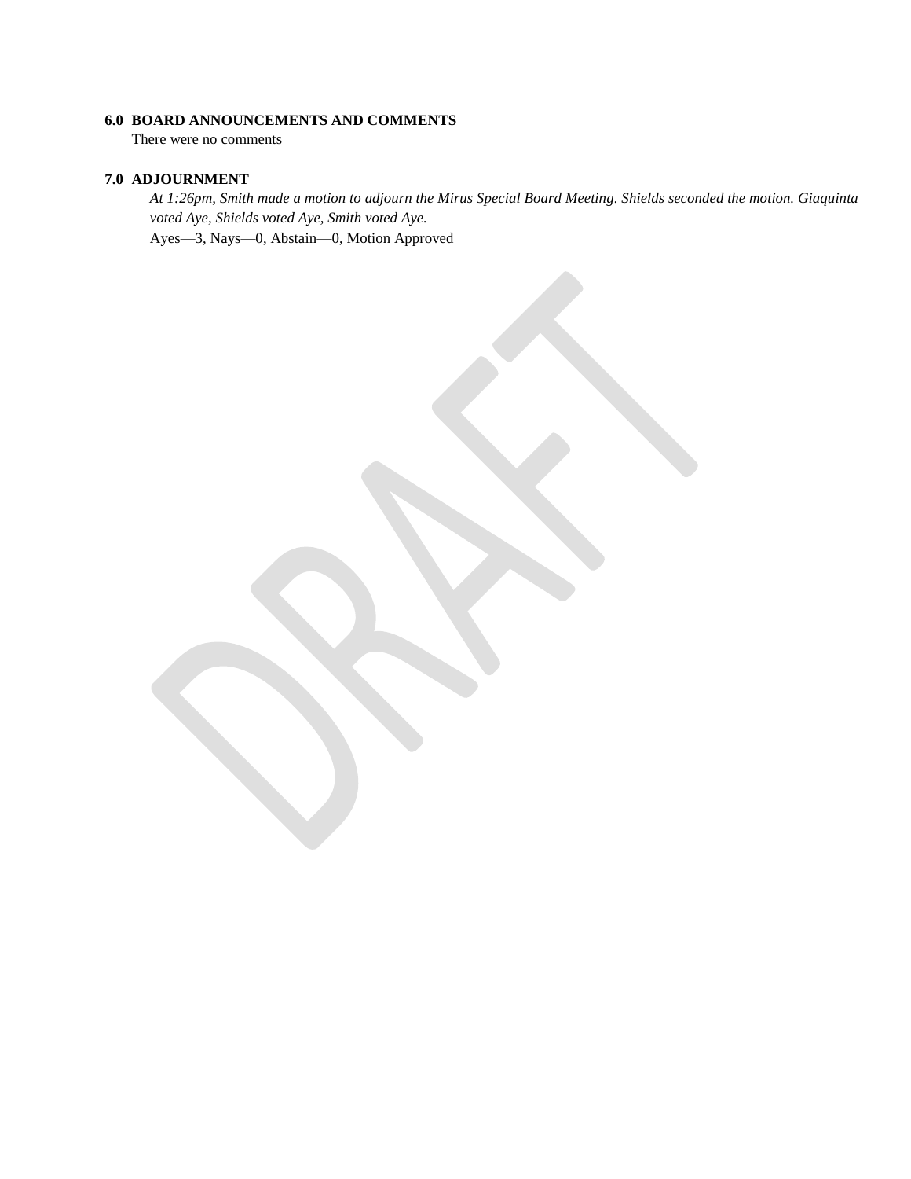### 6.0 BOARD ANNOUNCEMENTS AND COMMENTS

There were no comments

### 7.0 ADJOURNMENT

*At 1:26pm, Smith made a motion to adjourn the Mirus Special Board Meeting. Shields seconded the motion. Giaquinta voted Aye, Shields voted Aye, Smith voted Aye.*

Ayes—3, Nays—0, Abstain—0, Motion Approved